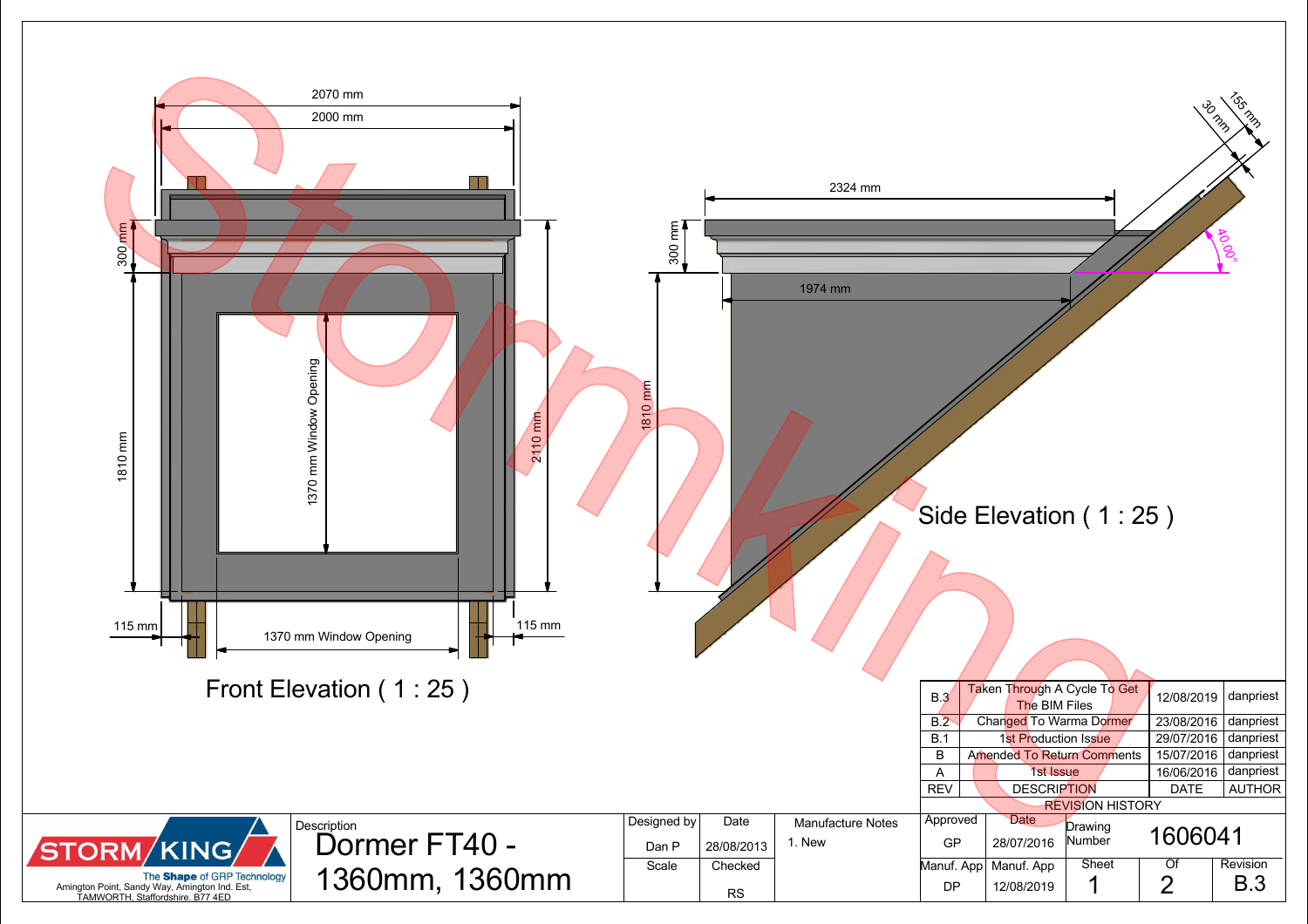## Front Elevation ( 1 : 25 )

2070 mm
2000 mm
300 mm
1810 mm
1370 mm Window Opening
2110 mm
115 mm
1370 mm Window Opening
115 mm

## Side Elevation ( 1 : 25 )

2324 mm
300 mm
1974 mm
1810 mm
30 mm
155 mm
40.00°

| REV | DESCRIPTION | DATE | AUTHOR |
|---|---|---|---|
| B.3 | Taken Through A Cycle To Get The BIM Files | 12/08/2019 | danpriest |
| B.2 | Changed To Warma Dormer | 23/08/2016 | danpriest |
| B.1 | 1st Production Issue | 29/07/2016 | danpriest |
| B | Amended To Return Comments | 15/07/2016 | danpriest |
| A | 1st Issue | 16/06/2016 | danpriest |

REVISION HISTORY

STORM KING
The Shape of GRP Technology
Amington Point, Sandy Way, Amington Ind. Est, TAMWORTH, Staffordshire. B77 4ED

| Description | Designed by | Date | Manufacture Notes | Approved | Date | Drawing Number | |
|---|---|---|---|---|---|---|---|
| Dormer FT40 - 1360mm, 1360mm | Dan P | 28/08/2013 | 1. New | GP | 28/07/2016 | 1606041 | |
| | Scale | Checked | | Manuf. App | Manuf. App | Sheet | Of | Revision |
| | | RS | | DP | 12/08/2019 | 1 | 2 | B.3 |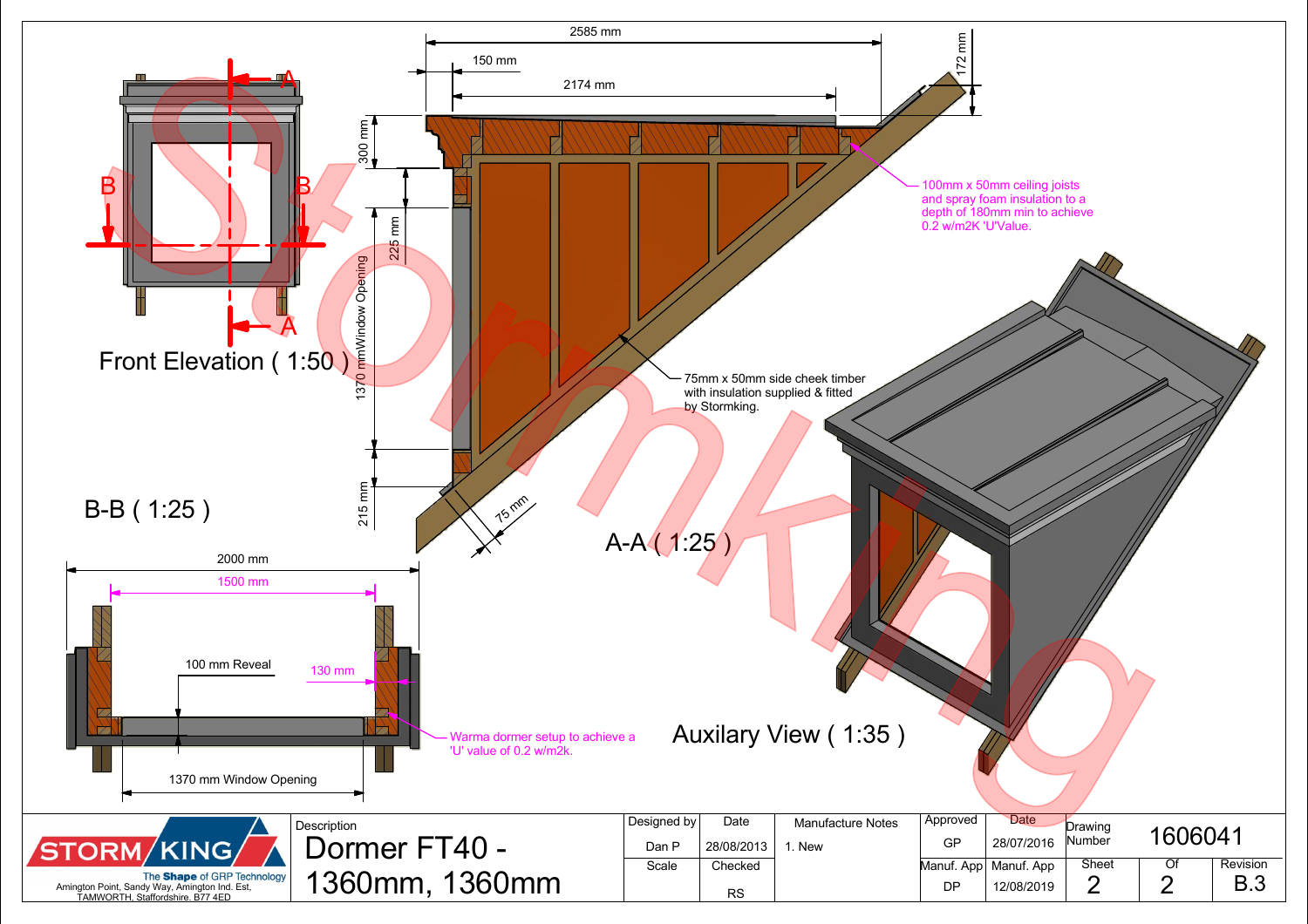Front Elevation ( 1:50 )

A-A ( 1:25 )

2585 mm

150 mm

2174 mm

172 mm

300 mm

225 mm

1370 mmWindow Opening

215 mm

75 mm

100mm x 50mm ceiling joists and spray foam insulation to a depth of 180mm min to achieve 0.2 w/m2K 'U'Value.

75mm x 50mm side cheek timber with insulation supplied & fitted by Stormking.

B-B ( 1:25 )

2000 mm

1500 mm

100 mm Reveal

130 mm

1370 mm Window Opening

Warma dormer setup to achieve a 'U' value of 0.2 w/m2k.

Auxilary View ( 1:35 )

STORM KING

The Shape of GRP Technology

Amington Point, Sandy Way, Amington Ind. Est, TAMWORTH, Staffordshire. B77 4ED

| Description | Designed by | Date | Manufacture Notes | Approved | Date | Drawing Number | | |
|---|---|---|---|---|---|---|---|---|
| Dormer FT40 - 1360mm, 1360mm | Dan P | 28/08/2013 | 1. New | GP | 28/07/2016 | 1606041 | | |
| | Scale | Checked | | Manuf. App | Manuf. App | Sheet | Of | Revision |
| | | RS | | DP | 12/08/2019 | 2 | 2 | B.3 |